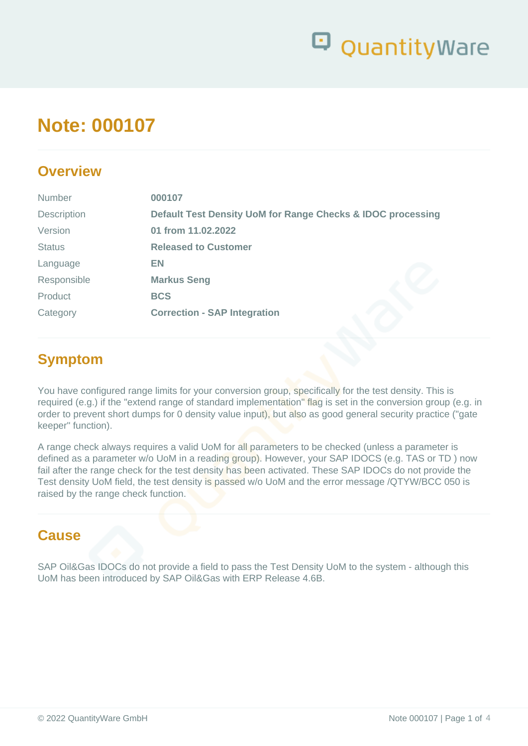# Note: 000107

## Overview

| | |
|---|---|
| Number | **000107** |
| Description | **Default Test Density UoM for Range Checks & IDOC processing** |
| Version | **01 from 11.02.2022** |
| Status | **Released to Customer** |
| Language | **EN** |
| Responsible | **Markus Seng** |
| Product | **BCS** |
| Category | **Correction - SAP Integration** |

## Symptom

You have configured range limits for your conversion group, specifically for the test density. This is required (e.g.) if the "extend range of standard implementation" flag is set in the conversion group (e.g. in order to prevent short dumps for 0 density value input), but also as good general security practice ("gate keeper" function).

A range check always requires a valid UoM for all parameters to be checked (unless a parameter is defined as a parameter w/o UoM in a reading group). However, your SAP IDOCS (e.g. TAS or TD ) now fail after the range check for the test density has been activated. These SAP IDOCs do not provide the Test density UoM field, the test density is passed w/o UoM and the error message /QTYW/BCC 050 is raised by the range check function.

## Cause

SAP Oil&Gas IDOCs do not provide a field to pass the Test Density UoM to the system - although this UoM has been introduced by SAP Oil&Gas with ERP Release 4.6B.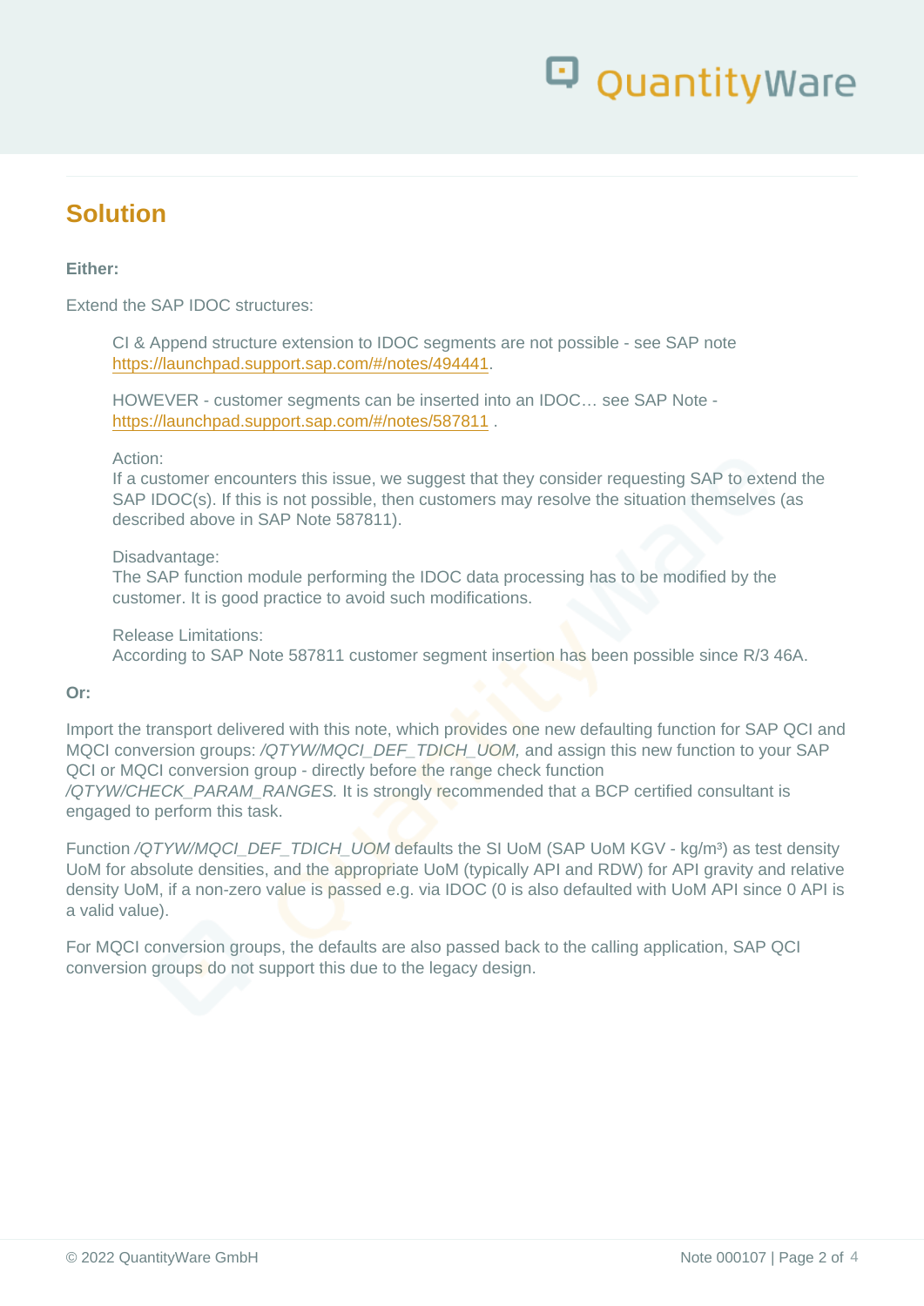## Solution

**Either:**

Extend the SAP IDOC structures:

> CI & Append structure extension to IDOC segments are not possible - see SAP note https://launchpad.support.sap.com/#/notes/494441.
>
> HOWEVER - customer segments can be inserted into an IDOC… see SAP Note - https://launchpad.support.sap.com/#/notes/587811 .
>
> Action:
> If a customer encounters this issue, we suggest that they consider requesting SAP to extend the SAP IDOC(s). If this is not possible, then customers may resolve the situation themselves (as described above in SAP Note 587811).
>
> Disadvantage:
> The SAP function module performing the IDOC data processing has to be modified by the customer. It is good practice to avoid such modifications.
>
> Release Limitations:
> According to SAP Note 587811 customer segment insertion has been possible since R/3 46A.

**Or:**

Import the transport delivered with this note, which provides one new defaulting function for SAP QCI and MQCI conversion groups: */QTYW/MQCI_DEF_TDICH_UOM,* and assign this new function to your SAP QCI or MQCI conversion group - directly before the range check function */QTYW/CHECK_PARAM_RANGES.* It is strongly recommended that a BCP certified consultant is engaged to perform this task.

Function */QTYW/MQCI_DEF_TDICH_UOM* defaults the SI UoM (SAP UoM KGV - kg/m$^3$) as test density UoM for absolute densities, and the appropriate UoM (typically API and RDW) for API gravity and relative density UoM, if a non-zero value is passed e.g. via IDOC (0 is also defaulted with UoM API since 0 API is a valid value).

For MQCI conversion groups, the defaults are also passed back to the calling application, SAP QCI conversion groups do not support this due to the legacy design.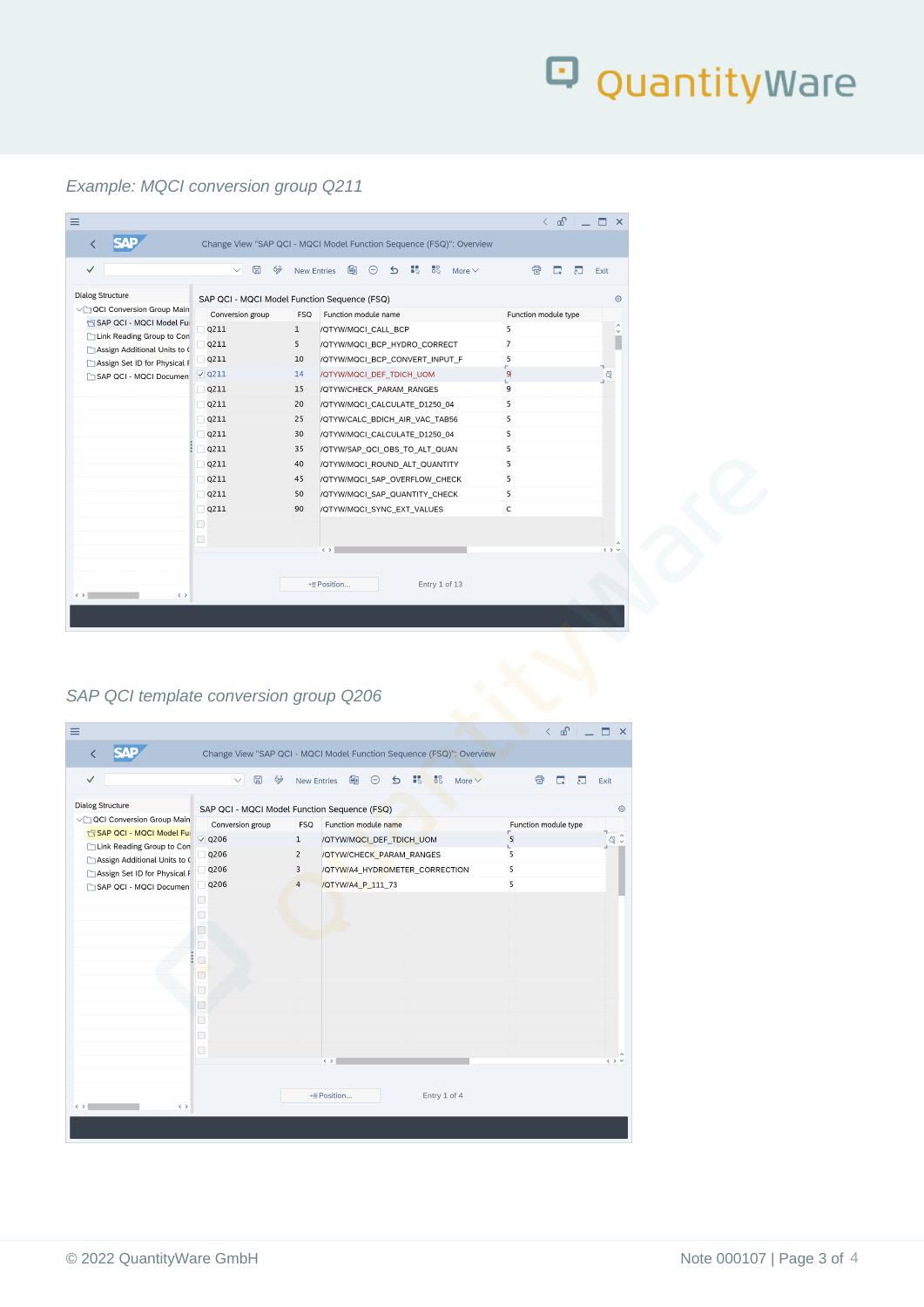*Example: MQCI conversion group Q211*

SAP QCI - MQCI Model Function Sequence (FSQ)

| Conversion group | FSQ | Function module name | Function module type |
|---|---|---|---|
| Q211 | 1 | /QTYW/MQCI_CALL_BCP | 5 |
| Q211 | 5 | /QTYW/MQCI_BCP_HYDRO_CORRECT | 7 |
| Q211 | 10 | /QTYW/MQCI_BCP_CONVERT_INPUT_F | 5 |
| Q211 | 14 | /QTYW/MQCI_DEF_TDICH_UOM | 9 |
| Q211 | 15 | /QTYW/CHECK_PARAM_RANGES | 9 |
| Q211 | 20 | /QTYW/MQCI_CALCULATE_D1250_04 | 5 |
| Q211 | 25 | /QTYW/CALC_BDICH_AIR_VAC_TAB56 | 5 |
| Q211 | 30 | /QTYW/MQCI_CALCULATE_D1250_04 | 5 |
| Q211 | 35 | /QTYW/SAP_QCI_OBS_TO_ALT_QUAN | 5 |
| Q211 | 40 | /QTYW/MQCI_ROUND_ALT_QUANTITY | 5 |
| Q211 | 45 | /QTYW/MQCI_SAP_OVERFLOW_CHECK | 5 |
| Q211 | 50 | /QTYW/MQCI_SAP_QUANTITY_CHECK | 5 |
| Q211 | 90 | /QTYW/MQCI_SYNC_EXT_VALUES | C |

Entry 1 of 13

*SAP QCI template conversion group Q206*

SAP QCI - MQCI Model Function Sequence (FSQ)

| Conversion group | FSQ | Function module name | Function module type |
|---|---|---|---|
| Q206 | 1 | /QTYW/MQCI_DEF_TDICH_UOM | 5 |
| Q206 | 2 | /QTYW/CHECK_PARAM_RANGES | 5 |
| Q206 | 3 | /QTYW/A4_HYDROMETER_CORRECTION | 5 |
| Q206 | 4 | /QTYW/A4_P_111_73 | 5 |

Entry 1 of 4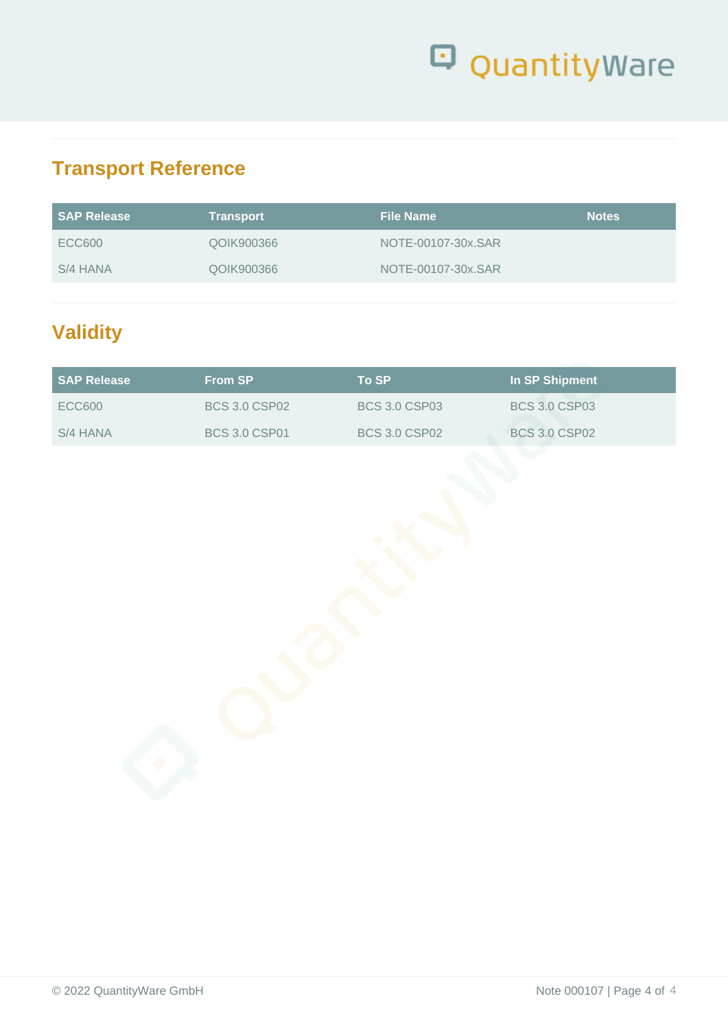## Transport Reference

| SAP Release | Transport | File Name | Notes |
| --- | --- | --- | --- |
| ECC600 | QOIK900366 | NOTE-00107-30x.SAR | |
| S/4 HANA | QOIK900366 | NOTE-00107-30x.SAR | |

## Validity

| SAP Release | From SP | To SP | In SP Shipment |
| --- | --- | --- | --- |
| ECC600 | BCS 3.0 CSP02 | BCS 3.0 CSP03 | BCS 3.0 CSP03 |
| S/4 HANA | BCS 3.0 CSP01 | BCS 3.0 CSP02 | BCS 3.0 CSP02 |